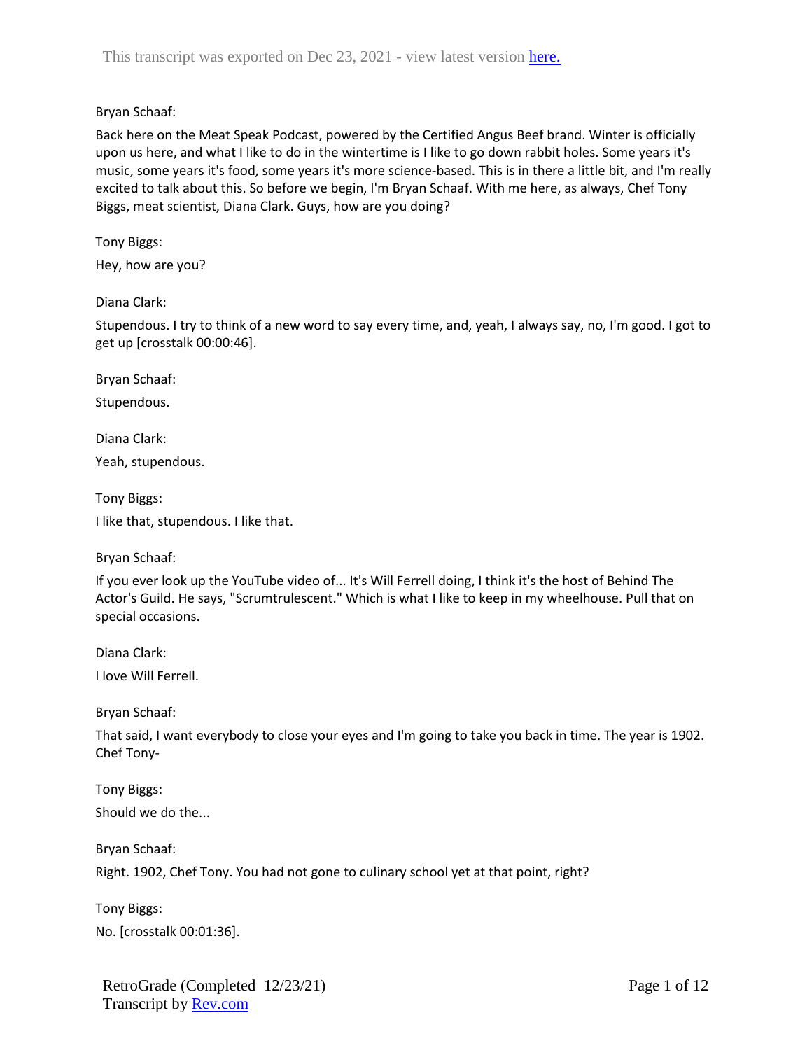Bryan Schaaf:

Back here on the Meat Speak Podcast, powered by the Certified Angus Beef brand. Winter is officially upon us here, and what I like to do in the wintertime is I like to go down rabbit holes. Some years it's music, some years it's food, some years it's more science-based. This is in there a little bit, and I'm really excited to talk about this. So before we begin, I'm Bryan Schaaf. With me here, as always, Chef Tony Biggs, meat scientist, Diana Clark. Guys, how are you doing?

Tony Biggs:

Hey, how are you?

Diana Clark:

Stupendous. I try to think of a new word to say every time, and, yeah, I always say, no, I'm good. I got to get up [crosstalk 00:00:46].

Bryan Schaaf:

Stupendous.

Diana Clark:

Yeah, stupendous.

Tony Biggs:

I like that, stupendous. I like that.

Bryan Schaaf:

If you ever look up the YouTube video of... It's Will Ferrell doing, I think it's the host of Behind The Actor's Guild. He says, "Scrumtrulescent." Which is what I like to keep in my wheelhouse. Pull that on special occasions.

Diana Clark:

I love Will Ferrell.

Bryan Schaaf:

That said, I want everybody to close your eyes and I'm going to take you back in time. The year is 1902. Chef Tony-

Tony Biggs:

Should we do the...

Bryan Schaaf:

Right. 1902, Chef Tony. You had not gone to culinary school yet at that point, right?

Tony Biggs:

No. [crosstalk 00:01:36].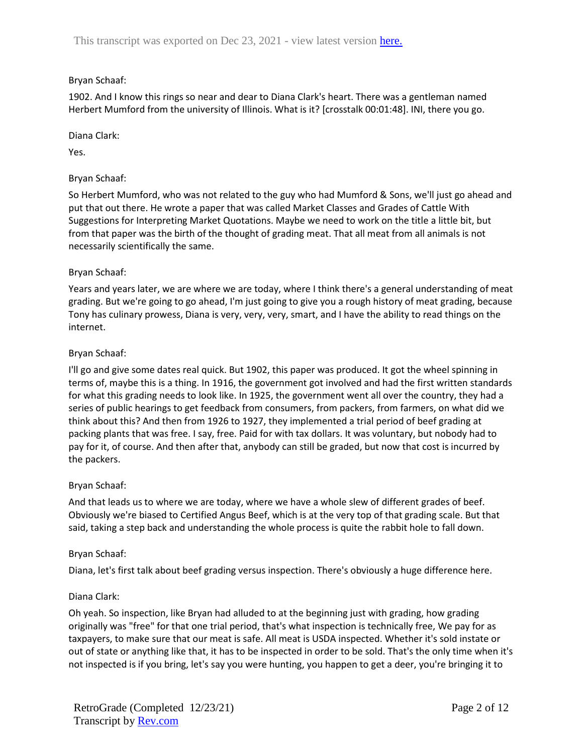Bryan Schaaf:

1902. And I know this rings so near and dear to Diana Clark's heart. There was a gentleman named Herbert Mumford from the university of Illinois. What is it? [crosstalk 00:01:48]. INI, there you go.

Diana Clark:

Yes.

Bryan Schaaf:

So Herbert Mumford, who was not related to the guy who had Mumford & Sons, we'll just go ahead and put that out there. He wrote a paper that was called Market Classes and Grades of Cattle With Suggestions for Interpreting Market Quotations. Maybe we need to work on the title a little bit, but from that paper was the birth of the thought of grading meat. That all meat from all animals is not necessarily scientifically the same.

Bryan Schaaf:

Years and years later, we are where we are today, where I think there's a general understanding of meat grading. But we're going to go ahead, I'm just going to give you a rough history of meat grading, because Tony has culinary prowess, Diana is very, very, very, smart, and I have the ability to read things on the internet.

Bryan Schaaf:

I'll go and give some dates real quick. But 1902, this paper was produced. It got the wheel spinning in terms of, maybe this is a thing. In 1916, the government got involved and had the first written standards for what this grading needs to look like. In 1925, the government went all over the country, they had a series of public hearings to get feedback from consumers, from packers, from farmers, on what did we think about this? And then from 1926 to 1927, they implemented a trial period of beef grading at packing plants that was free. I say, free. Paid for with tax dollars. It was voluntary, but nobody had to pay for it, of course. And then after that, anybody can still be graded, but now that cost is incurred by the packers.

Bryan Schaaf:

And that leads us to where we are today, where we have a whole slew of different grades of beef. Obviously we're biased to Certified Angus Beef, which is at the very top of that grading scale. But that said, taking a step back and understanding the whole process is quite the rabbit hole to fall down.

Bryan Schaaf:

Diana, let's first talk about beef grading versus inspection. There's obviously a huge difference here.

Diana Clark:

Oh yeah. So inspection, like Bryan had alluded to at the beginning just with grading, how grading originally was "free" for that one trial period, that's what inspection is technically free, We pay for as taxpayers, to make sure that our meat is safe. All meat is USDA inspected. Whether it's sold instate or out of state or anything like that, it has to be inspected in order to be sold. That's the only time when it's not inspected is if you bring, let's say you were hunting, you happen to get a deer, you're bringing it to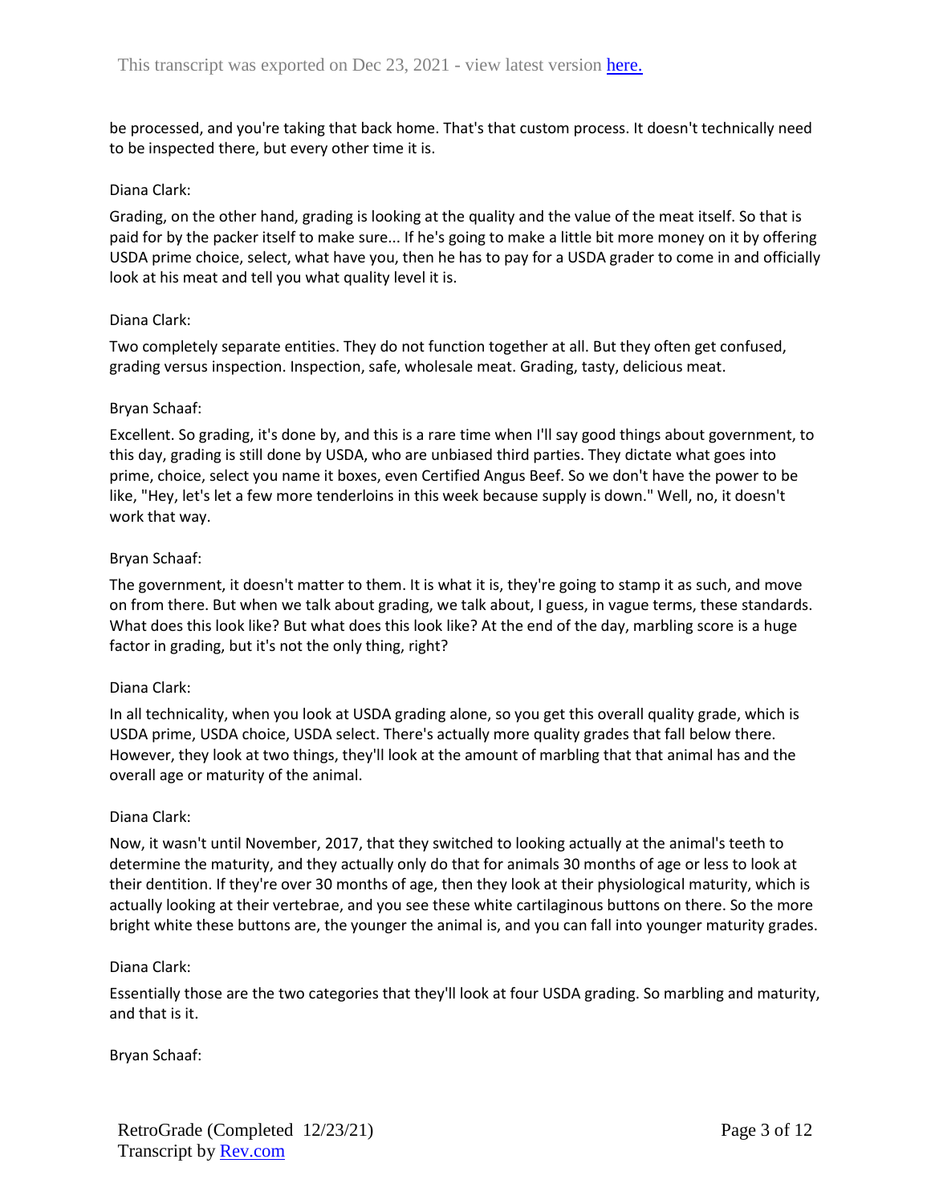be processed, and you're taking that back home. That's that custom process. It doesn't technically need to be inspected there, but every other time it is.

Diana Clark:

Grading, on the other hand, grading is looking at the quality and the value of the meat itself. So that is paid for by the packer itself to make sure... If he's going to make a little bit more money on it by offering USDA prime choice, select, what have you, then he has to pay for a USDA grader to come in and officially look at his meat and tell you what quality level it is.

Diana Clark:

Two completely separate entities. They do not function together at all. But they often get confused, grading versus inspection. Inspection, safe, wholesale meat. Grading, tasty, delicious meat.

Bryan Schaaf:

Excellent. So grading, it's done by, and this is a rare time when I'll say good things about government, to this day, grading is still done by USDA, who are unbiased third parties. They dictate what goes into prime, choice, select you name it boxes, even Certified Angus Beef. So we don't have the power to be like, "Hey, let's let a few more tenderloins in this week because supply is down." Well, no, it doesn't work that way.

Bryan Schaaf:

The government, it doesn't matter to them. It is what it is, they're going to stamp it as such, and move on from there. But when we talk about grading, we talk about, I guess, in vague terms, these standards. What does this look like? But what does this look like? At the end of the day, marbling score is a huge factor in grading, but it's not the only thing, right?

Diana Clark:

In all technicality, when you look at USDA grading alone, so you get this overall quality grade, which is USDA prime, USDA choice, USDA select. There's actually more quality grades that fall below there. However, they look at two things, they'll look at the amount of marbling that that animal has and the overall age or maturity of the animal.

Diana Clark:

Now, it wasn't until November, 2017, that they switched to looking actually at the animal's teeth to determine the maturity, and they actually only do that for animals 30 months of age or less to look at their dentition. If they're over 30 months of age, then they look at their physiological maturity, which is actually looking at their vertebrae, and you see these white cartilaginous buttons on there. So the more bright white these buttons are, the younger the animal is, and you can fall into younger maturity grades.

Diana Clark:

Essentially those are the two categories that they'll look at four USDA grading. So marbling and maturity, and that is it.

Bryan Schaaf: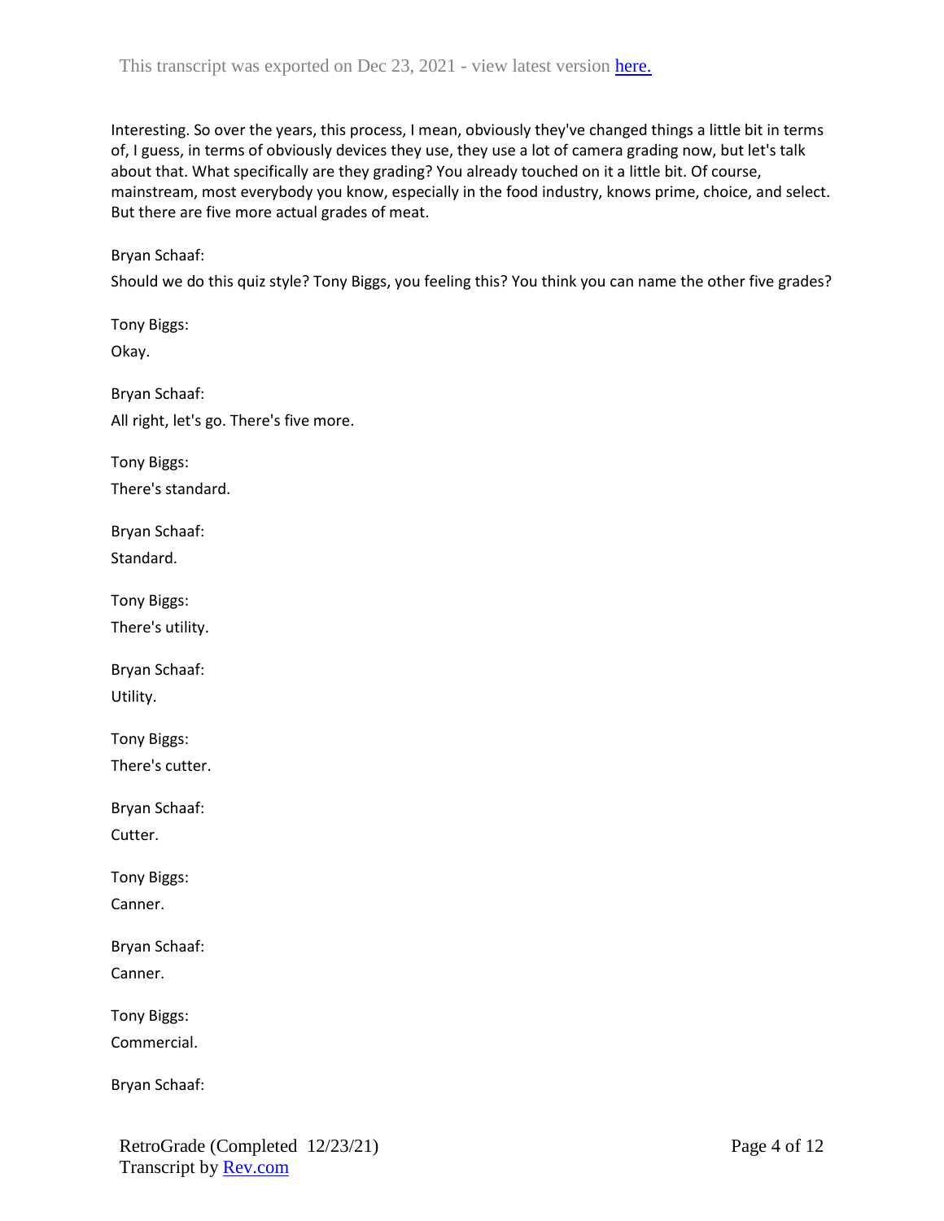Interesting. So over the years, this process, I mean, obviously they've changed things a little bit in terms of, I guess, in terms of obviously devices they use, they use a lot of camera grading now, but let's talk about that. What specifically are they grading? You already touched on it a little bit. Of course, mainstream, most everybody you know, especially in the food industry, knows prime, choice, and select. But there are five more actual grades of meat.

Bryan Schaaf:

Should we do this quiz style? Tony Biggs, you feeling this? You think you can name the other five grades?

Tony Biggs:

Okay.

Bryan Schaaf:

All right, let's go. There's five more.

Tony Biggs:

There's standard.

Bryan Schaaf:

Standard.

Tony Biggs:

There's utility.

Bryan Schaaf:

Utility.

Tony Biggs:

There's cutter.

Bryan Schaaf:

Cutter.

Tony Biggs:

Canner.

Bryan Schaaf:

Canner.

Tony Biggs:

Commercial.

Bryan Schaaf: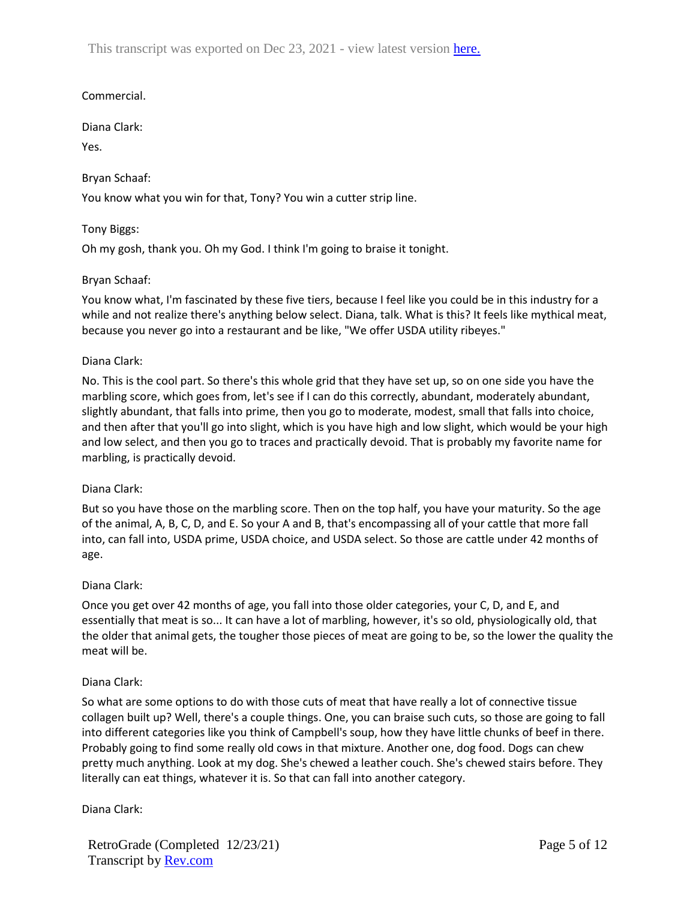Commercial.

Diana Clark:

Yes.

Bryan Schaaf:

You know what you win for that, Tony? You win a cutter strip line.

Tony Biggs:

Oh my gosh, thank you. Oh my God. I think I'm going to braise it tonight.

Bryan Schaaf:

You know what, I'm fascinated by these five tiers, because I feel like you could be in this industry for a while and not realize there's anything below select. Diana, talk. What is this? It feels like mythical meat, because you never go into a restaurant and be like, "We offer USDA utility ribeyes."

Diana Clark:

No. This is the cool part. So there's this whole grid that they have set up, so on one side you have the marbling score, which goes from, let's see if I can do this correctly, abundant, moderately abundant, slightly abundant, that falls into prime, then you go to moderate, modest, small that falls into choice, and then after that you'll go into slight, which is you have high and low slight, which would be your high and low select, and then you go to traces and practically devoid. That is probably my favorite name for marbling, is practically devoid.

Diana Clark:

But so you have those on the marbling score. Then on the top half, you have your maturity. So the age of the animal, A, B, C, D, and E. So your A and B, that's encompassing all of your cattle that more fall into, can fall into, USDA prime, USDA choice, and USDA select. So those are cattle under 42 months of age.

Diana Clark:

Once you get over 42 months of age, you fall into those older categories, your C, D, and E, and essentially that meat is so... It can have a lot of marbling, however, it's so old, physiologically old, that the older that animal gets, the tougher those pieces of meat are going to be, so the lower the quality the meat will be.

Diana Clark:

So what are some options to do with those cuts of meat that have really a lot of connective tissue collagen built up? Well, there's a couple things. One, you can braise such cuts, so those are going to fall into different categories like you think of Campbell's soup, how they have little chunks of beef in there. Probably going to find some really old cows in that mixture. Another one, dog food. Dogs can chew pretty much anything. Look at my dog. She's chewed a leather couch. She's chewed stairs before. They literally can eat things, whatever it is. So that can fall into another category.

Diana Clark: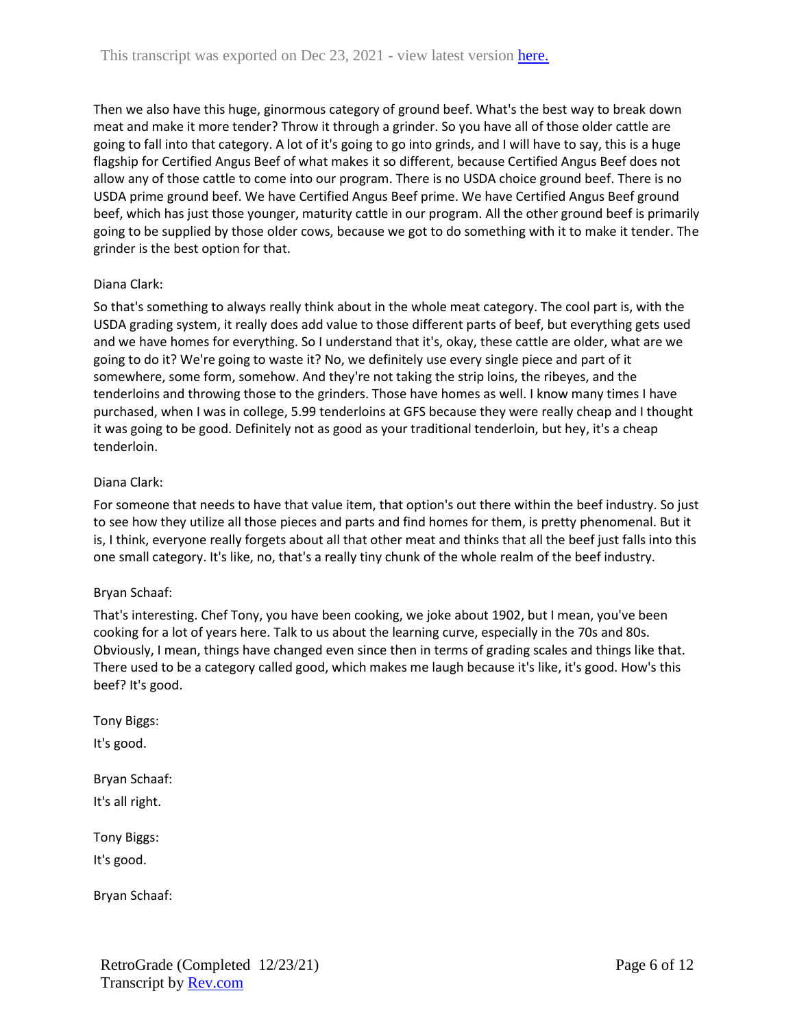Then we also have this huge, ginormous category of ground beef. What's the best way to break down meat and make it more tender? Throw it through a grinder. So you have all of those older cattle are going to fall into that category. A lot of it's going to go into grinds, and I will have to say, this is a huge flagship for Certified Angus Beef of what makes it so different, because Certified Angus Beef does not allow any of those cattle to come into our program. There is no USDA choice ground beef. There is no USDA prime ground beef. We have Certified Angus Beef prime. We have Certified Angus Beef ground beef, which has just those younger, maturity cattle in our program. All the other ground beef is primarily going to be supplied by those older cows, because we got to do something with it to make it tender. The grinder is the best option for that.

Diana Clark:

So that's something to always really think about in the whole meat category. The cool part is, with the USDA grading system, it really does add value to those different parts of beef, but everything gets used and we have homes for everything. So I understand that it's, okay, these cattle are older, what are we going to do it? We're going to waste it? No, we definitely use every single piece and part of it somewhere, some form, somehow. And they're not taking the strip loins, the ribeyes, and the tenderloins and throwing those to the grinders. Those have homes as well. I know many times I have purchased, when I was in college, 5.99 tenderloins at GFS because they were really cheap and I thought it was going to be good. Definitely not as good as your traditional tenderloin, but hey, it's a cheap tenderloin.

Diana Clark:

For someone that needs to have that value item, that option's out there within the beef industry. So just to see how they utilize all those pieces and parts and find homes for them, is pretty phenomenal. But it is, I think, everyone really forgets about all that other meat and thinks that all the beef just falls into this one small category. It's like, no, that's a really tiny chunk of the whole realm of the beef industry.

Bryan Schaaf:

That's interesting. Chef Tony, you have been cooking, we joke about 1902, but I mean, you've been cooking for a lot of years here. Talk to us about the learning curve, especially in the 70s and 80s. Obviously, I mean, things have changed even since then in terms of grading scales and things like that. There used to be a category called good, which makes me laugh because it's like, it's good. How's this beef? It's good.

Tony Biggs:

It's good.

Bryan Schaaf:

It's all right.

Tony Biggs:

It's good.

Bryan Schaaf: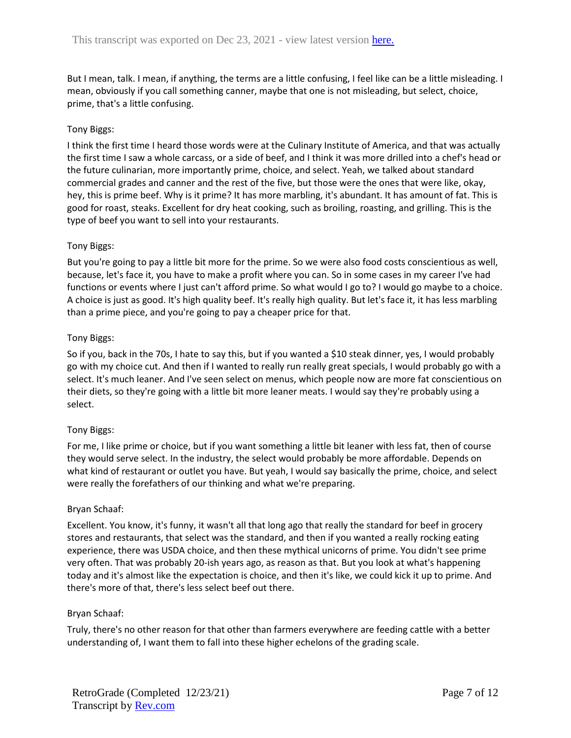But I mean, talk. I mean, if anything, the terms are a little confusing, I feel like can be a little misleading. I mean, obviously if you call something canner, maybe that one is not misleading, but select, choice, prime, that's a little confusing.

Tony Biggs:

I think the first time I heard those words were at the Culinary Institute of America, and that was actually the first time I saw a whole carcass, or a side of beef, and I think it was more drilled into a chef's head or the future culinarian, more importantly prime, choice, and select. Yeah, we talked about standard commercial grades and canner and the rest of the five, but those were the ones that were like, okay, hey, this is prime beef. Why is it prime? It has more marbling, it's abundant. It has amount of fat. This is good for roast, steaks. Excellent for dry heat cooking, such as broiling, roasting, and grilling. This is the type of beef you want to sell into your restaurants.

Tony Biggs:

But you're going to pay a little bit more for the prime. So we were also food costs conscientious as well, because, let's face it, you have to make a profit where you can. So in some cases in my career I've had functions or events where I just can't afford prime. So what would I go to? I would go maybe to a choice. A choice is just as good. It's high quality beef. It's really high quality. But let's face it, it has less marbling than a prime piece, and you're going to pay a cheaper price for that.

Tony Biggs:

So if you, back in the 70s, I hate to say this, but if you wanted a $10 steak dinner, yes, I would probably go with my choice cut. And then if I wanted to really run really great specials, I would probably go with a select. It's much leaner. And I've seen select on menus, which people now are more fat conscientious on their diets, so they're going with a little bit more leaner meats. I would say they're probably using a select.

Tony Biggs:

For me, I like prime or choice, but if you want something a little bit leaner with less fat, then of course they would serve select. In the industry, the select would probably be more affordable. Depends on what kind of restaurant or outlet you have. But yeah, I would say basically the prime, choice, and select were really the forefathers of our thinking and what we're preparing.

Bryan Schaaf:

Excellent. You know, it's funny, it wasn't all that long ago that really the standard for beef in grocery stores and restaurants, that select was the standard, and then if you wanted a really rocking eating experience, there was USDA choice, and then these mythical unicorns of prime. You didn't see prime very often. That was probably 20-ish years ago, as reason as that. But you look at what's happening today and it's almost like the expectation is choice, and then it's like, we could kick it up to prime. And there's more of that, there's less select beef out there.

Bryan Schaaf:

Truly, there's no other reason for that other than farmers everywhere are feeding cattle with a better understanding of, I want them to fall into these higher echelons of the grading scale.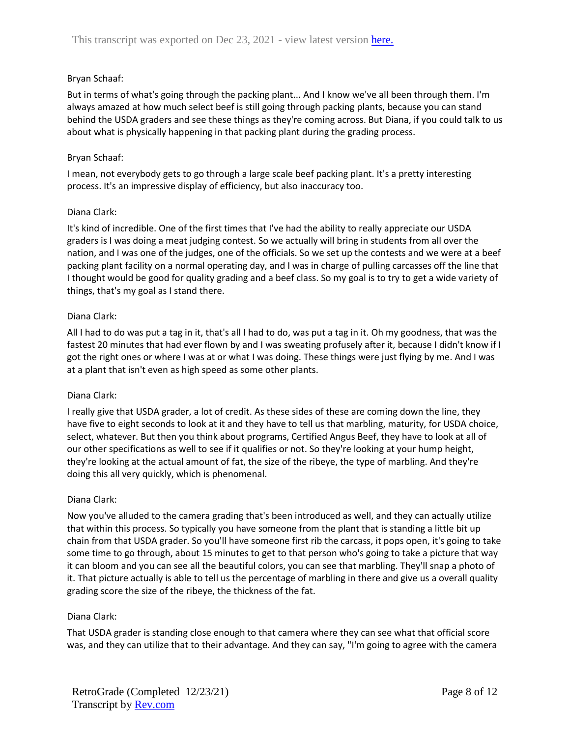Bryan Schaaf:

But in terms of what's going through the packing plant... And I know we've all been through them. I'm always amazed at how much select beef is still going through packing plants, because you can stand behind the USDA graders and see these things as they're coming across. But Diana, if you could talk to us about what is physically happening in that packing plant during the grading process.

Bryan Schaaf:

I mean, not everybody gets to go through a large scale beef packing plant. It's a pretty interesting process. It's an impressive display of efficiency, but also inaccuracy too.

Diana Clark:

It's kind of incredible. One of the first times that I've had the ability to really appreciate our USDA graders is I was doing a meat judging contest. So we actually will bring in students from all over the nation, and I was one of the judges, one of the officials. So we set up the contests and we were at a beef packing plant facility on a normal operating day, and I was in charge of pulling carcasses off the line that I thought would be good for quality grading and a beef class. So my goal is to try to get a wide variety of things, that's my goal as I stand there.

Diana Clark:

All I had to do was put a tag in it, that's all I had to do, was put a tag in it. Oh my goodness, that was the fastest 20 minutes that had ever flown by and I was sweating profusely after it, because I didn't know if I got the right ones or where I was at or what I was doing. These things were just flying by me. And I was at a plant that isn't even as high speed as some other plants.

Diana Clark:

I really give that USDA grader, a lot of credit. As these sides of these are coming down the line, they have five to eight seconds to look at it and they have to tell us that marbling, maturity, for USDA choice, select, whatever. But then you think about programs, Certified Angus Beef, they have to look at all of our other specifications as well to see if it qualifies or not. So they're looking at your hump height, they're looking at the actual amount of fat, the size of the ribeye, the type of marbling. And they're doing this all very quickly, which is phenomenal.

Diana Clark:

Now you've alluded to the camera grading that's been introduced as well, and they can actually utilize that within this process. So typically you have someone from the plant that is standing a little bit up chain from that USDA grader. So you'll have someone first rib the carcass, it pops open, it's going to take some time to go through, about 15 minutes to get to that person who's going to take a picture that way it can bloom and you can see all the beautiful colors, you can see that marbling. They'll snap a photo of it. That picture actually is able to tell us the percentage of marbling in there and give us a overall quality grading score the size of the ribeye, the thickness of the fat.

Diana Clark:

That USDA grader is standing close enough to that camera where they can see what that official score was, and they can utilize that to their advantage. And they can say, "I'm going to agree with the camera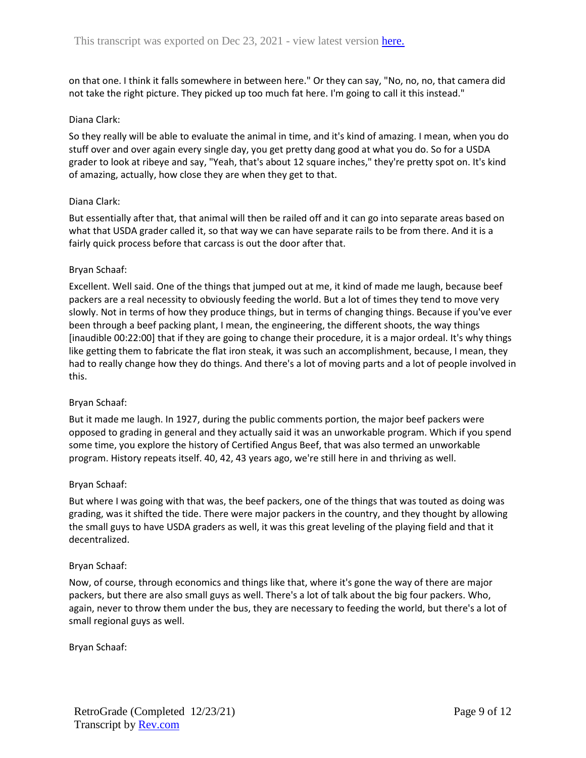on that one. I think it falls somewhere in between here." Or they can say, "No, no, no, that camera did not take the right picture. They picked up too much fat here. I'm going to call it this instead."

Diana Clark:

So they really will be able to evaluate the animal in time, and it's kind of amazing. I mean, when you do stuff over and over again every single day, you get pretty dang good at what you do. So for a USDA grader to look at ribeye and say, "Yeah, that's about 12 square inches," they're pretty spot on. It's kind of amazing, actually, how close they are when they get to that.

Diana Clark:

But essentially after that, that animal will then be railed off and it can go into separate areas based on what that USDA grader called it, so that way we can have separate rails to be from there. And it is a fairly quick process before that carcass is out the door after that.

Bryan Schaaf:

Excellent. Well said. One of the things that jumped out at me, it kind of made me laugh, because beef packers are a real necessity to obviously feeding the world. But a lot of times they tend to move very slowly. Not in terms of how they produce things, but in terms of changing things. Because if you've ever been through a beef packing plant, I mean, the engineering, the different shoots, the way things [inaudible 00:22:00] that if they are going to change their procedure, it is a major ordeal. It's why things like getting them to fabricate the flat iron steak, it was such an accomplishment, because, I mean, they had to really change how they do things. And there's a lot of moving parts and a lot of people involved in this.

Bryan Schaaf:

But it made me laugh. In 1927, during the public comments portion, the major beef packers were opposed to grading in general and they actually said it was an unworkable program. Which if you spend some time, you explore the history of Certified Angus Beef, that was also termed an unworkable program. History repeats itself. 40, 42, 43 years ago, we're still here in and thriving as well.

Bryan Schaaf:

But where I was going with that was, the beef packers, one of the things that was touted as doing was grading, was it shifted the tide. There were major packers in the country, and they thought by allowing the small guys to have USDA graders as well, it was this great leveling of the playing field and that it decentralized.

Bryan Schaaf:

Now, of course, through economics and things like that, where it's gone the way of there are major packers, but there are also small guys as well. There's a lot of talk about the big four packers. Who, again, never to throw them under the bus, they are necessary to feeding the world, but there's a lot of small regional guys as well.

Bryan Schaaf: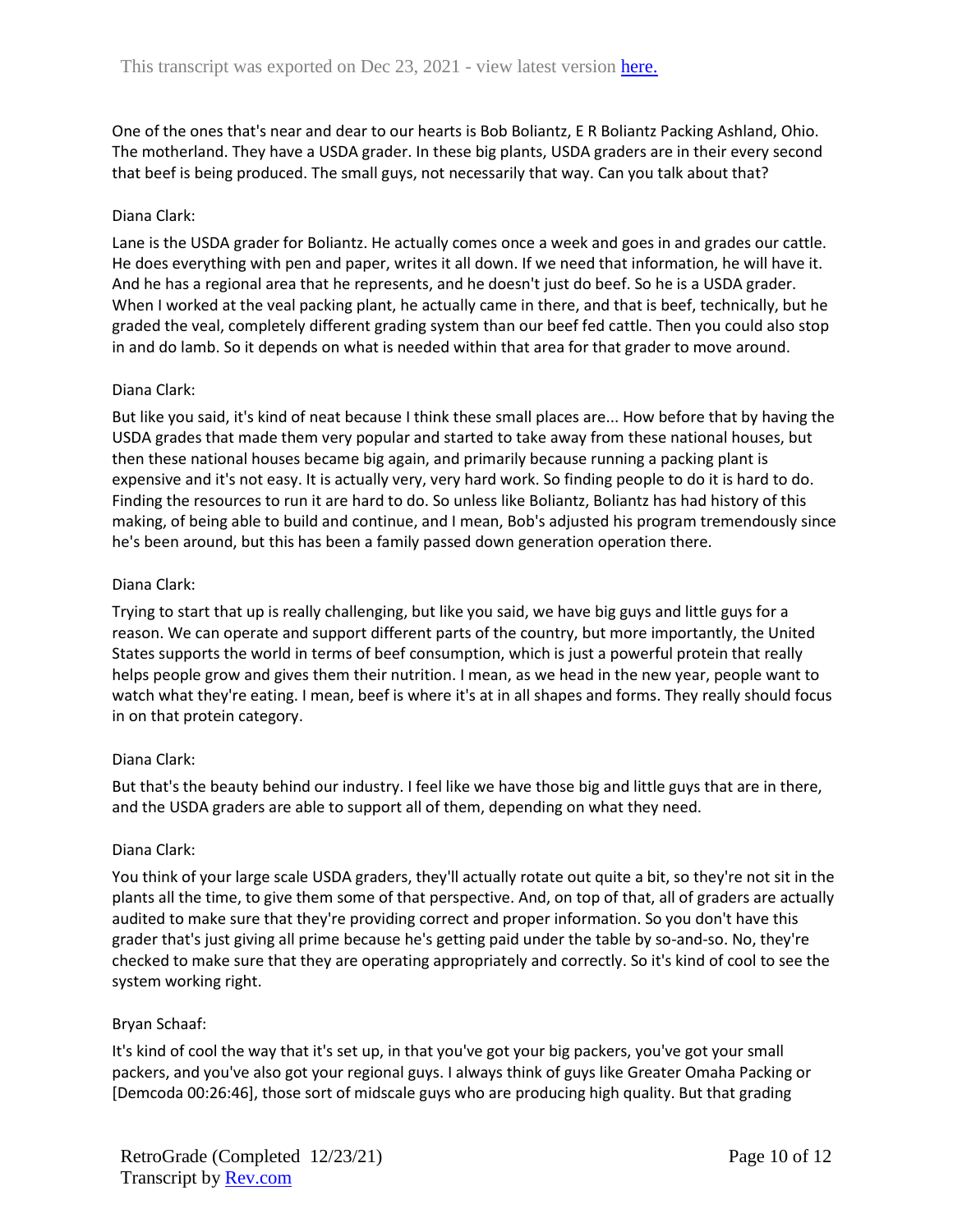One of the ones that's near and dear to our hearts is Bob Boliantz, E R Boliantz Packing Ashland, Ohio. The motherland. They have a USDA grader. In these big plants, USDA graders are in their every second that beef is being produced. The small guys, not necessarily that way. Can you talk about that?

Diana Clark:

Lane is the USDA grader for Boliantz. He actually comes once a week and goes in and grades our cattle. He does everything with pen and paper, writes it all down. If we need that information, he will have it. And he has a regional area that he represents, and he doesn't just do beef. So he is a USDA grader. When I worked at the veal packing plant, he actually came in there, and that is beef, technically, but he graded the veal, completely different grading system than our beef fed cattle. Then you could also stop in and do lamb. So it depends on what is needed within that area for that grader to move around.

Diana Clark:

But like you said, it's kind of neat because I think these small places are... How before that by having the USDA grades that made them very popular and started to take away from these national houses, but then these national houses became big again, and primarily because running a packing plant is expensive and it's not easy. It is actually very, very hard work. So finding people to do it is hard to do. Finding the resources to run it are hard to do. So unless like Boliantz, Boliantz has had history of this making, of being able to build and continue, and I mean, Bob's adjusted his program tremendously since he's been around, but this has been a family passed down generation operation there.

Diana Clark:

Trying to start that up is really challenging, but like you said, we have big guys and little guys for a reason. We can operate and support different parts of the country, but more importantly, the United States supports the world in terms of beef consumption, which is just a powerful protein that really helps people grow and gives them their nutrition. I mean, as we head in the new year, people want to watch what they're eating. I mean, beef is where it's at in all shapes and forms. They really should focus in on that protein category.

Diana Clark:

But that's the beauty behind our industry. I feel like we have those big and little guys that are in there, and the USDA graders are able to support all of them, depending on what they need.

Diana Clark:

You think of your large scale USDA graders, they'll actually rotate out quite a bit, so they're not sit in the plants all the time, to give them some of that perspective. And, on top of that, all of graders are actually audited to make sure that they're providing correct and proper information. So you don't have this grader that's just giving all prime because he's getting paid under the table by so-and-so. No, they're checked to make sure that they are operating appropriately and correctly. So it's kind of cool to see the system working right.

Bryan Schaaf:

It's kind of cool the way that it's set up, in that you've got your big packers, you've got your small packers, and you've also got your regional guys. I always think of guys like Greater Omaha Packing or [Demcoda 00:26:46], those sort of midscale guys who are producing high quality. But that grading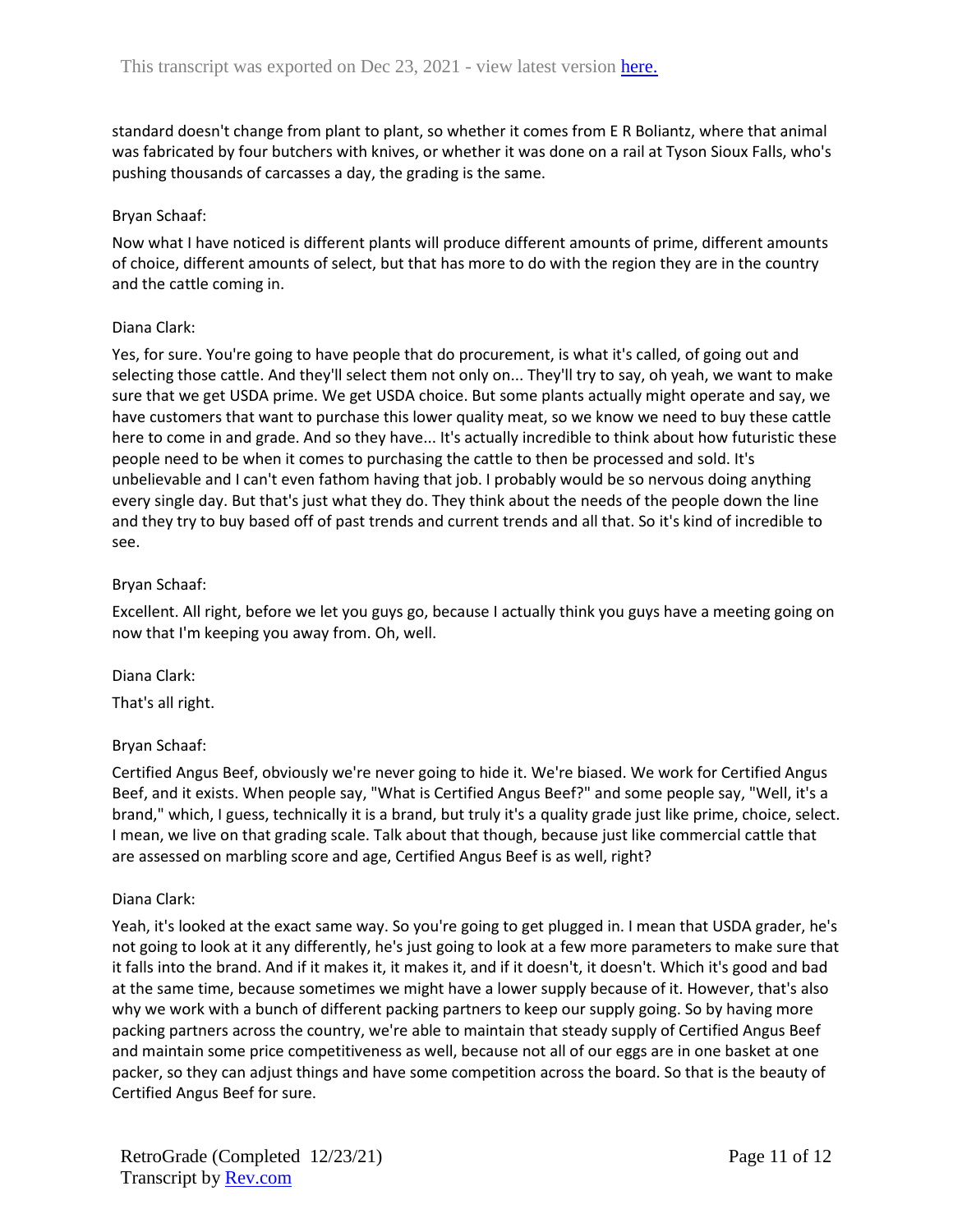standard doesn't change from plant to plant, so whether it comes from E R Boliantz, where that animal was fabricated by four butchers with knives, or whether it was done on a rail at Tyson Sioux Falls, who's pushing thousands of carcasses a day, the grading is the same.

Bryan Schaaf:

Now what I have noticed is different plants will produce different amounts of prime, different amounts of choice, different amounts of select, but that has more to do with the region they are in the country and the cattle coming in.

Diana Clark:

Yes, for sure. You're going to have people that do procurement, is what it's called, of going out and selecting those cattle. And they'll select them not only on... They'll try to say, oh yeah, we want to make sure that we get USDA prime. We get USDA choice. But some plants actually might operate and say, we have customers that want to purchase this lower quality meat, so we know we need to buy these cattle here to come in and grade. And so they have... It's actually incredible to think about how futuristic these people need to be when it comes to purchasing the cattle to then be processed and sold. It's unbelievable and I can't even fathom having that job. I probably would be so nervous doing anything every single day. But that's just what they do. They think about the needs of the people down the line and they try to buy based off of past trends and current trends and all that. So it's kind of incredible to see.

Bryan Schaaf:

Excellent. All right, before we let you guys go, because I actually think you guys have a meeting going on now that I'm keeping you away from. Oh, well.

Diana Clark:

That's all right.

Bryan Schaaf:

Certified Angus Beef, obviously we're never going to hide it. We're biased. We work for Certified Angus Beef, and it exists. When people say, "What is Certified Angus Beef?" and some people say, "Well, it's a brand," which, I guess, technically it is a brand, but truly it's a quality grade just like prime, choice, select. I mean, we live on that grading scale. Talk about that though, because just like commercial cattle that are assessed on marbling score and age, Certified Angus Beef is as well, right?

Diana Clark:

Yeah, it's looked at the exact same way. So you're going to get plugged in. I mean that USDA grader, he's not going to look at it any differently, he's just going to look at a few more parameters to make sure that it falls into the brand. And if it makes it, it makes it, and if it doesn't, it doesn't. Which it's good and bad at the same time, because sometimes we might have a lower supply because of it. However, that's also why we work with a bunch of different packing partners to keep our supply going. So by having more packing partners across the country, we're able to maintain that steady supply of Certified Angus Beef and maintain some price competitiveness as well, because not all of our eggs are in one basket at one packer, so they can adjust things and have some competition across the board. So that is the beauty of Certified Angus Beef for sure.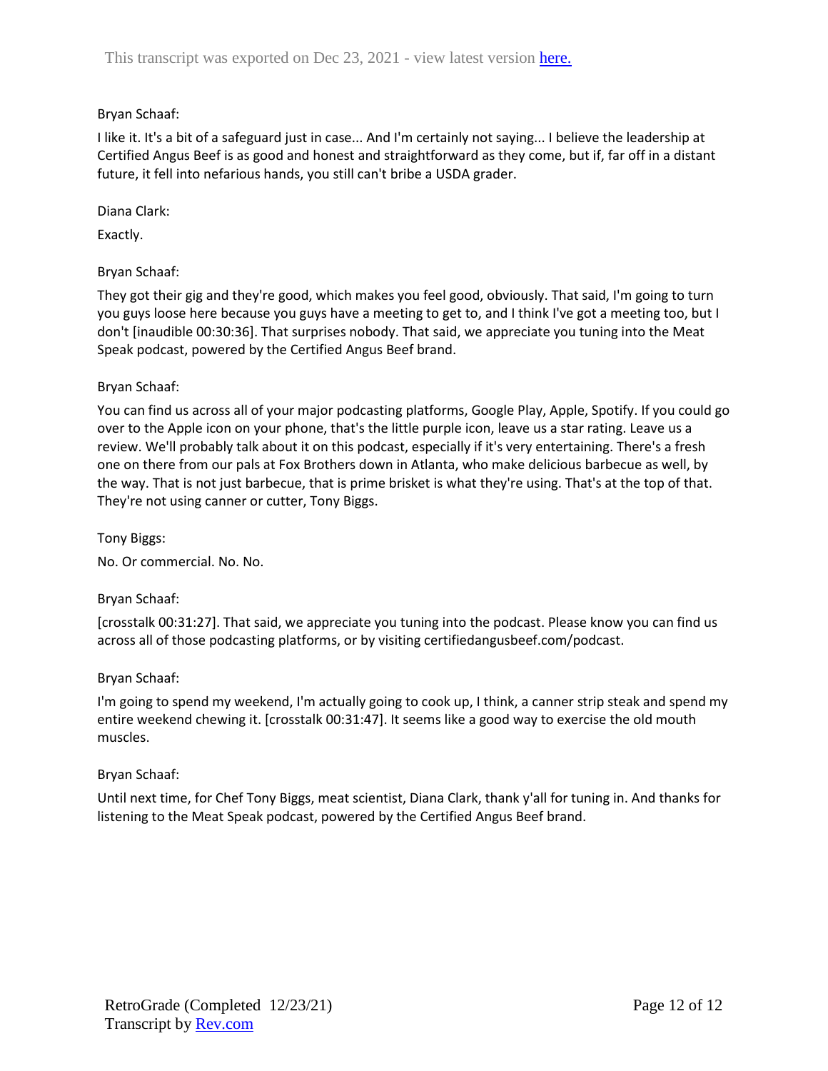Bryan Schaaf:

I like it. It's a bit of a safeguard just in case... And I'm certainly not saying... I believe the leadership at Certified Angus Beef is as good and honest and straightforward as they come, but if, far off in a distant future, it fell into nefarious hands, you still can't bribe a USDA grader.

Diana Clark:

Exactly.

Bryan Schaaf:

They got their gig and they're good, which makes you feel good, obviously. That said, I'm going to turn you guys loose here because you guys have a meeting to get to, and I think I've got a meeting too, but I don't [inaudible 00:30:36]. That surprises nobody. That said, we appreciate you tuning into the Meat Speak podcast, powered by the Certified Angus Beef brand.

Bryan Schaaf:

You can find us across all of your major podcasting platforms, Google Play, Apple, Spotify. If you could go over to the Apple icon on your phone, that's the little purple icon, leave us a star rating. Leave us a review. We'll probably talk about it on this podcast, especially if it's very entertaining. There's a fresh one on there from our pals at Fox Brothers down in Atlanta, who make delicious barbecue as well, by the way. That is not just barbecue, that is prime brisket is what they're using. That's at the top of that. They're not using canner or cutter, Tony Biggs.

Tony Biggs:

No. Or commercial. No. No.

Bryan Schaaf:

[crosstalk 00:31:27]. That said, we appreciate you tuning into the podcast. Please know you can find us across all of those podcasting platforms, or by visiting certifiedangusbeef.com/podcast.

Bryan Schaaf:

I'm going to spend my weekend, I'm actually going to cook up, I think, a canner strip steak and spend my entire weekend chewing it. [crosstalk 00:31:47]. It seems like a good way to exercise the old mouth muscles.

Bryan Schaaf:

Until next time, for Chef Tony Biggs, meat scientist, Diana Clark, thank y'all for tuning in. And thanks for listening to the Meat Speak podcast, powered by the Certified Angus Beef brand.